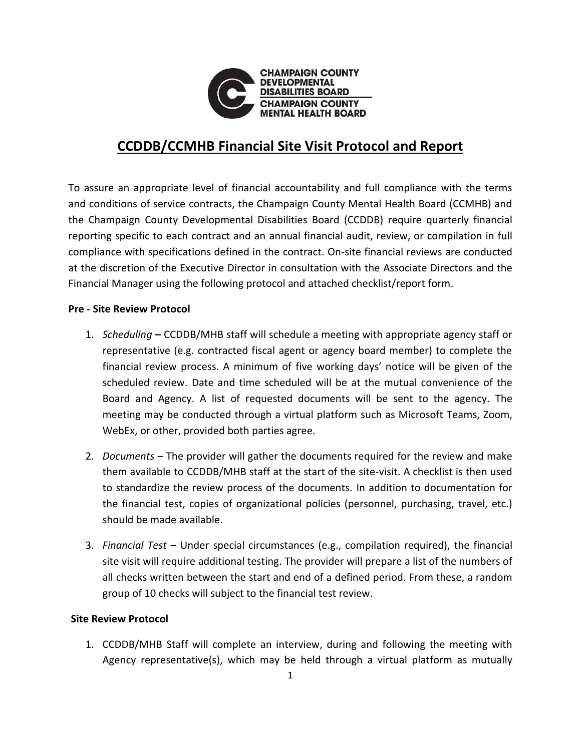# CCDDB/CCMHB Financial Site Visit Protocol and Report

To assure an appropriate level of financial accountability and full compliance with the terms and conditions of service contracts, the Champaign County Mental Health Board (CCMHB) and the Champaign County Developmental Disabilities Board (CCDDB) require quarterly financial reporting specific to each contract and an annual financial audit, review, or compilation in full compliance with specifications defined in the contract. On-site financial reviews are conducted at the discretion of the Executive Director in consultation with the Associate Directors and the Financial Manager using the following protocol and attached checklist/report form.

**Pre - Site Review Protocol**

1. *Scheduling* **–** CCDDB/MHB staff will schedule a meeting with appropriate agency staff or representative (e.g. contracted fiscal agent or agency board member) to complete the financial review process. A minimum of five working days' notice will be given of the scheduled review. Date and time scheduled will be at the mutual convenience of the Board and Agency. A list of requested documents will be sent to the agency. The meeting may be conducted through a virtual platform such as Microsoft Teams, Zoom, WebEx, or other, provided both parties agree.

2. *Documents* – The provider will gather the documents required for the review and make them available to CCDDB/MHB staff at the start of the site-visit. A checklist is then used to standardize the review process of the documents. In addition to documentation for the financial test, copies of organizational policies (personnel, purchasing, travel, etc.) should be made available.

3. *Financial Test* – Under special circumstances (e.g., compilation required), the financial site visit will require additional testing. The provider will prepare a list of the numbers of all checks written between the start and end of a defined period. From these, a random group of 10 checks will subject to the financial test review.

**Site Review Protocol**

1. CCDDB/MHB Staff will complete an interview, during and following the meeting with Agency representative(s), which may be held through a virtual platform as mutually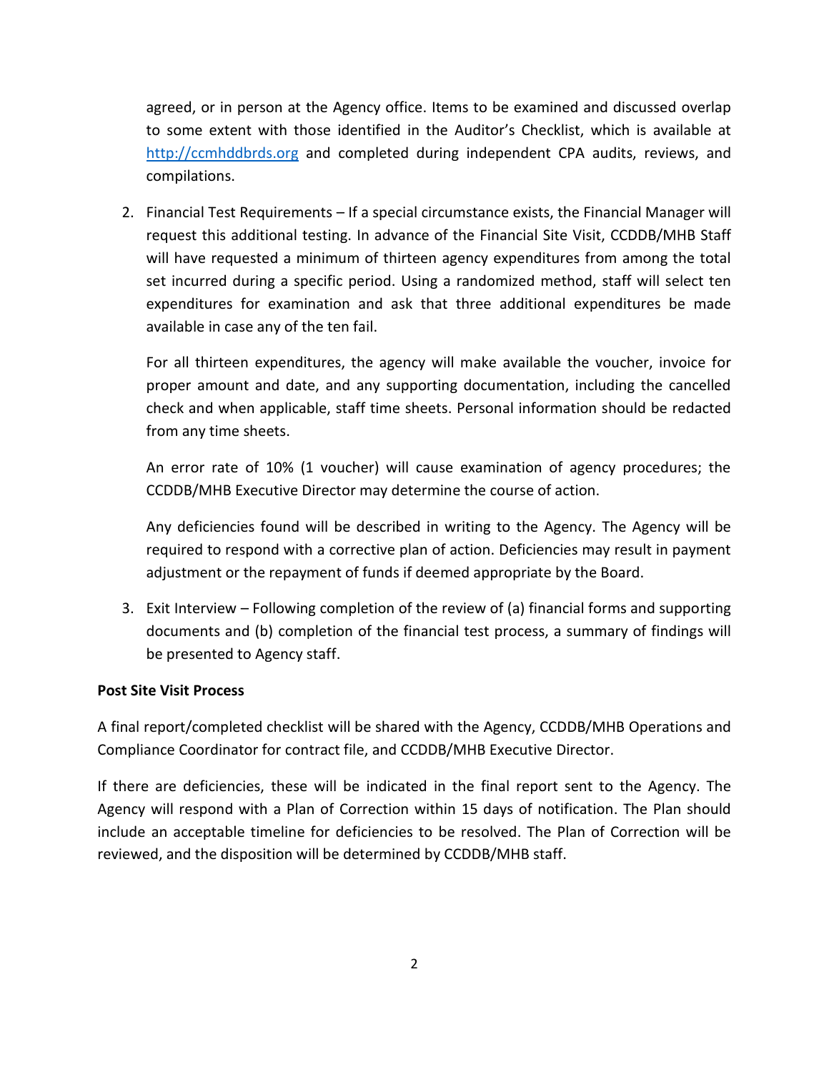agreed, or in person at the Agency office. Items to be examined and discussed overlap to some extent with those identified in the Auditor's Checklist, which is available at http://ccmhddbrds.org and completed during independent CPA audits, reviews, and compilations.

2. Financial Test Requirements – If a special circumstance exists, the Financial Manager will request this additional testing. In advance of the Financial Site Visit, CCDDB/MHB Staff will have requested a minimum of thirteen agency expenditures from among the total set incurred during a specific period. Using a randomized method, staff will select ten expenditures for examination and ask that three additional expenditures be made available in case any of the ten fail.

   For all thirteen expenditures, the agency will make available the voucher, invoice for proper amount and date, and any supporting documentation, including the cancelled check and when applicable, staff time sheets. Personal information should be redacted from any time sheets.

   An error rate of 10% (1 voucher) will cause examination of agency procedures; the CCDDB/MHB Executive Director may determine the course of action.

   Any deficiencies found will be described in writing to the Agency. The Agency will be required to respond with a corrective plan of action. Deficiencies may result in payment adjustment or the repayment of funds if deemed appropriate by the Board.

3. Exit Interview – Following completion of the review of (a) financial forms and supporting documents and (b) completion of the financial test process, a summary of findings will be presented to Agency staff.

**Post Site Visit Process**

A final report/completed checklist will be shared with the Agency, CCDDB/MHB Operations and Compliance Coordinator for contract file, and CCDDB/MHB Executive Director.

If there are deficiencies, these will be indicated in the final report sent to the Agency. The Agency will respond with a Plan of Correction within 15 days of notification. The Plan should include an acceptable timeline for deficiencies to be resolved. The Plan of Correction will be reviewed, and the disposition will be determined by CCDDB/MHB staff.